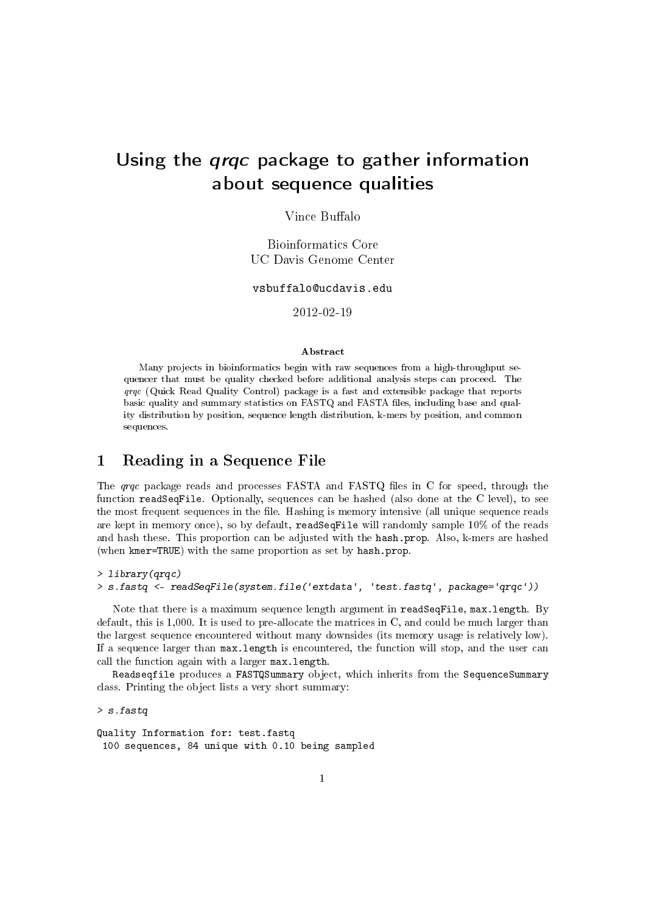# Using the *qrqc* package to gather information about sequence qualities

Vince Buffalo

Bioinformatics Core
UC Davis Genome Center

vsbuffalo@ucdavis.edu

2012-02-19

**Abstract**

Many projects in bioinformatics begin with raw sequences from a high-throughput sequencer that must be quality checked before additional analysis steps can proceed. The *qrqc* (Quick Read Quality Control) package is a fast and extensible package that reports basic quality and summary statistics on FASTQ and FASTA files, including base and quality distribution by position, sequence length distribution, k-mers by position, and common sequences.

## 1 Reading in a Sequence File

The *qrqc* package reads and processes FASTA and FASTQ files in C for speed, through the function `readSeqFile`. Optionally, sequences can be hashed (also done at the C level), to see the most frequent sequences in the file. Hashing is memory intensive (all unique sequence reads are kept in memory once), so by default, `readSeqFile` will randomly sample 10% of the reads and hash these. This proportion can be adjusted with the `hash.prop`. Also, k-mers are hashed (when `kmer=TRUE`) with the same proportion as set by `hash.prop`.

```
> library(qrqc)
> s.fastq <- readSeqFile(system.file('extdata', 'test.fastq', package='qrqc'))
```

Note that there is a maximum sequence length argument in `readSeqFile`, `max.length`. By default, this is 1,000. It is used to pre-allocate the matrices in C, and could be much larger than the largest sequence encountered without many downsides (its memory usage is relatively low). If a sequence larger than `max.length` is encountered, the function will stop, and the user can call the function again with a larger `max.length`.

`Readseqfile` produces a `FASTQSummary` object, which inherits from the `SequenceSummary` class. Printing the object lists a very short summary:

```
> s.fastq

Quality Information for: test.fastq
 100 sequences, 84 unique with 0.10 being sampled
```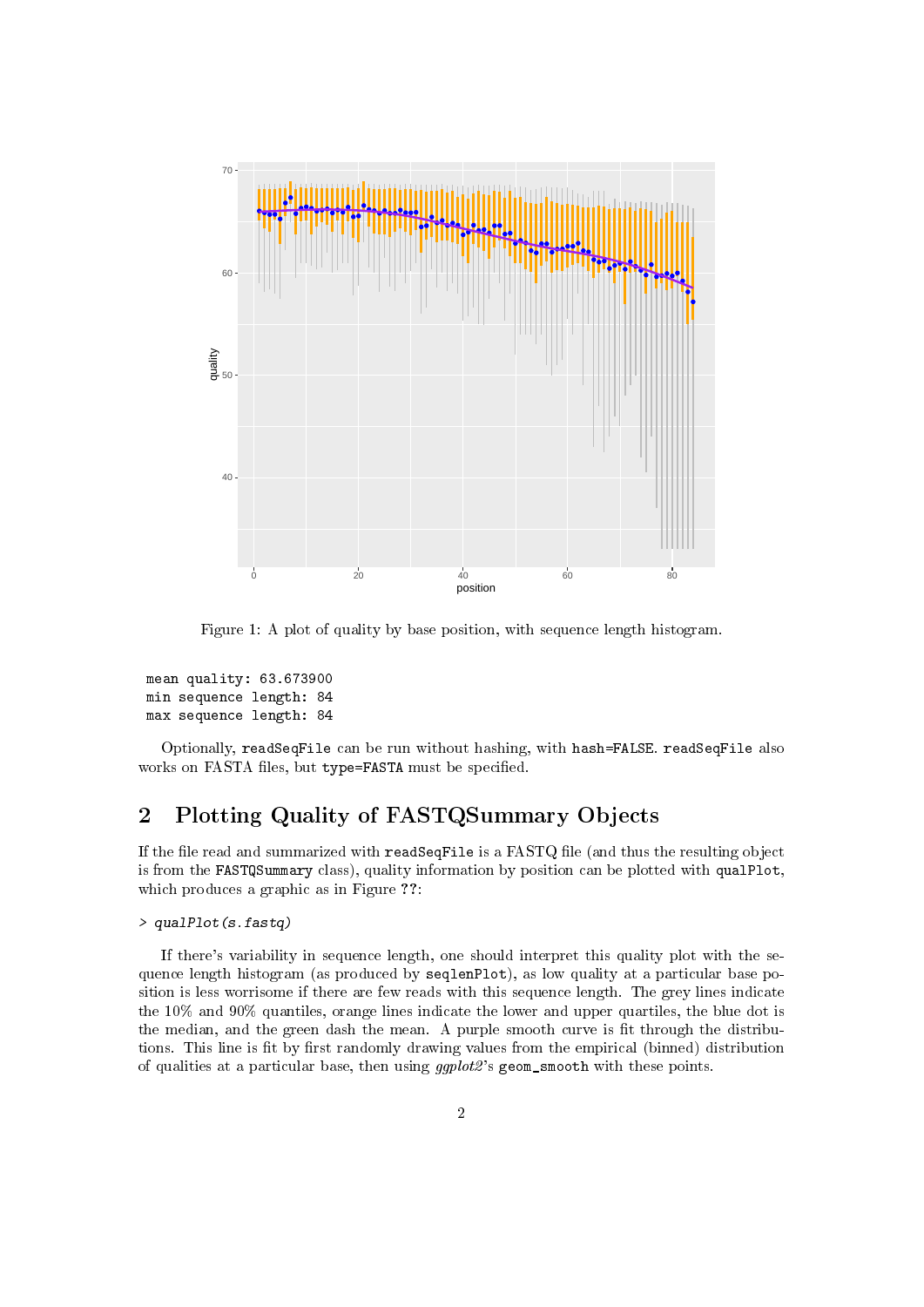Figure 1: A plot of quality by base position, with sequence length histogram.

```
mean quality: 63.673900
min sequence length: 84
max sequence length: 84
```

Optionally, `readSeqFile` can be run without hashing, with `hash=FALSE`. `readSeqFile` also works on FASTA files, but `type=FASTA` must be specified.

## 2 Plotting Quality of FASTQSummary Objects

If the file read and summarized with `readSeqFile` is a FASTQ file (and thus the resulting object is from the `FASTQSummary` class), quality information by position can be plotted with `qualPlot`, which produces a graphic as in Figure ??:

```
> qualPlot(s.fastq)
```

If there's variability in sequence length, one should interpret this quality plot with the sequence length histogram (as produced by `seqlenPlot`), as low quality at a particular base position is less worrisome if there are few reads with this sequence length. The grey lines indicate the 10% and 90% quantiles, orange lines indicate the lower and upper quartiles, the blue dot is the median, and the green dash the mean. A purple smooth curve is fit through the distributions. This line is fit by first randomly drawing values from the empirical (binned) distribution of qualities at a particular base, then using *ggplot2*'s `geom_smooth` with these points.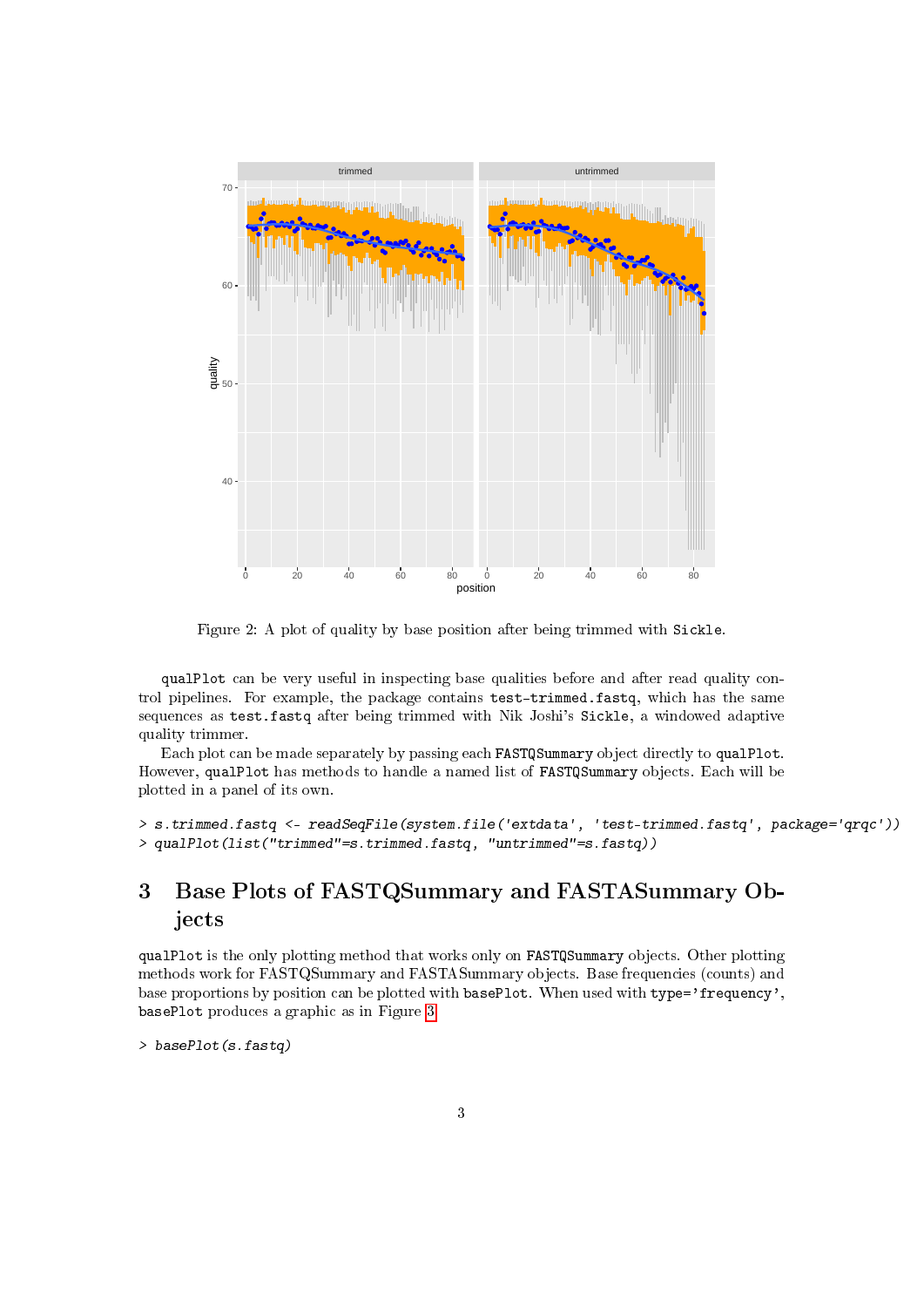Figure 2: A plot of quality by base position after being trimmed with `Sickle`.

`qualPlot` can be very useful in inspecting base qualities before and after read quality control pipelines. For example, the package contains `test-trimmed.fastq`, which has the same sequences as `test.fastq` after being trimmed with Nik Joshi's `Sickle`, a windowed adaptive quality trimmer.

Each plot can be made separately by passing each `FASTQSummary` object directly to `qualPlot`. However, `qualPlot` has methods to handle a named list of `FASTQSummary` objects. Each will be plotted in a panel of its own.

```
> s.trimmed.fastq <- readSeqFile(system.file('extdata', 'test-trimmed.fastq', package='qrqc'))
> qualPlot(list("trimmed"=s.trimmed.fastq, "untrimmed"=s.fastq))
```

# 3 Base Plots of FASTQSummary and FASTASummary Objects

`qualPlot` is the only plotting method that works only on `FASTQSummary` objects. Other plotting methods work for FASTQSummary and FASTASummary objects. Base frequencies (counts) and base proportions by position can be plotted with `basePlot`. When used with `type='frequency'`, `basePlot` produces a graphic as in Figure 3.

```
> basePlot(s.fastq)
```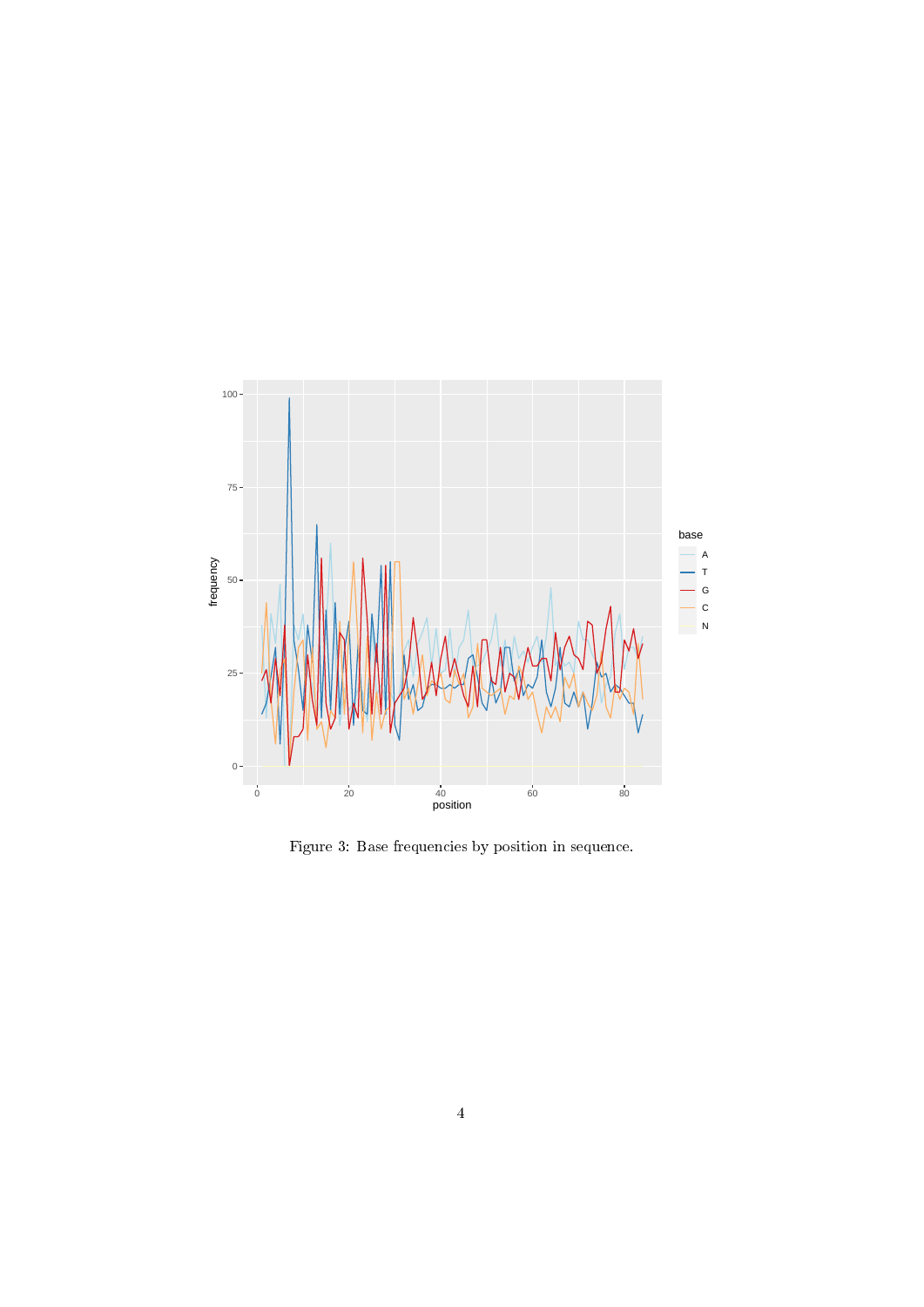Figure 3: Base frequencies by position in sequence.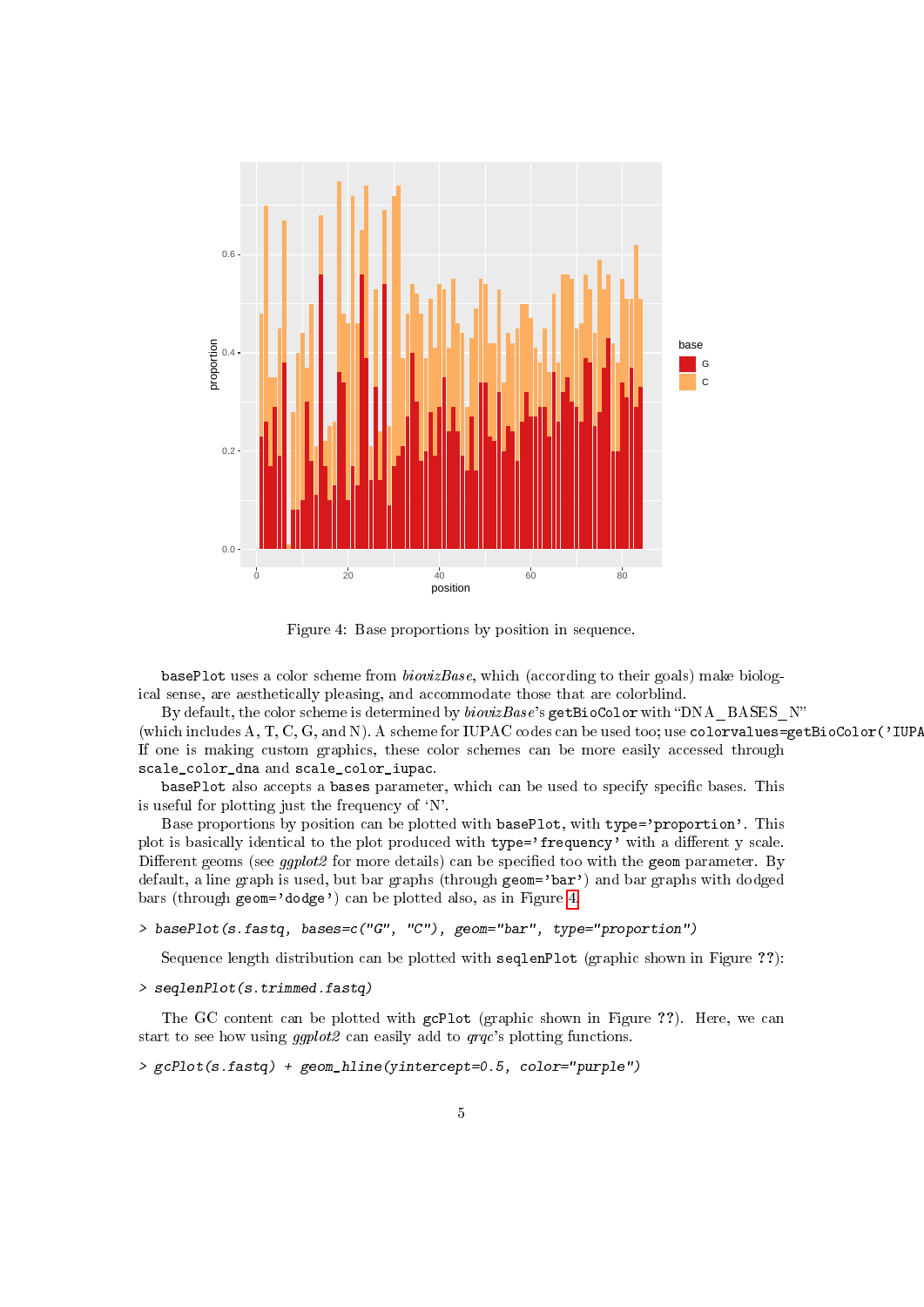Figure 4: Base proportions by position in sequence.

basePlot uses a color scheme from *biovizBase*, which (according to their goals) make biological sense, are aesthetically pleasing, and accommodate those that are colorblind.

By default, the color scheme is determined by *biovizBase*'s getBioColor with "DNA_BASES_N" (which includes A, T, C, G, and N). A scheme for IUPAC codes can be used too; use colorvalues=getBioColor('IUPA If one is making custom graphics, these color schemes can be more easily accessed through scale_color_dna and scale_color_iupac.

basePlot also accepts a bases parameter, which can be used to specify specific bases. This is useful for plotting just the frequency of 'N'.

Base proportions by position can be plotted with basePlot, with type='proportion'. This plot is basically identical to the plot produced with type='frequency' with a different y scale. Different geoms (see *ggplot2* for more details) can be specified too with the geom parameter. By default, a line graph is used, but bar graphs (through geom='bar') and bar graphs with dodged bars (through geom='dodge') can be plotted also, as in Figure 4.

```
> basePlot(s.fastq, bases=c("G", "C"), geom="bar", type="proportion")
```

Sequence length distribution can be plotted with seqlenPlot (graphic shown in Figure ??):

```
> seqlenPlot(s.trimmed.fastq)
```

The GC content can be plotted with gcPlot (graphic shown in Figure ??). Here, we can start to see how using *ggplot2* can easily add to *qrqc*'s plotting functions.

```
> gcPlot(s.fastq) + geom_hline(yintercept=0.5, color="purple")
```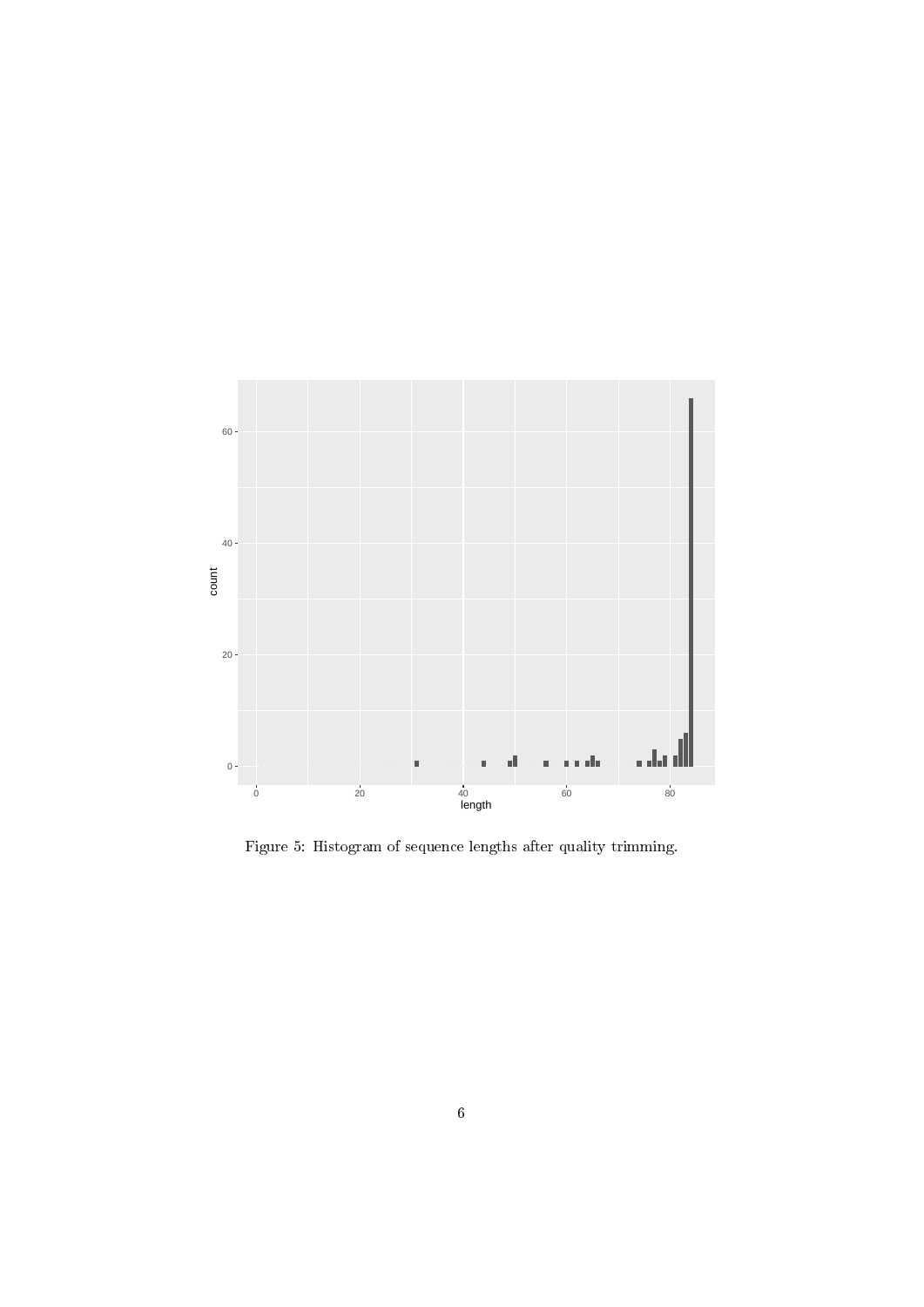Figure 5: Histogram of sequence lengths after quality trimming.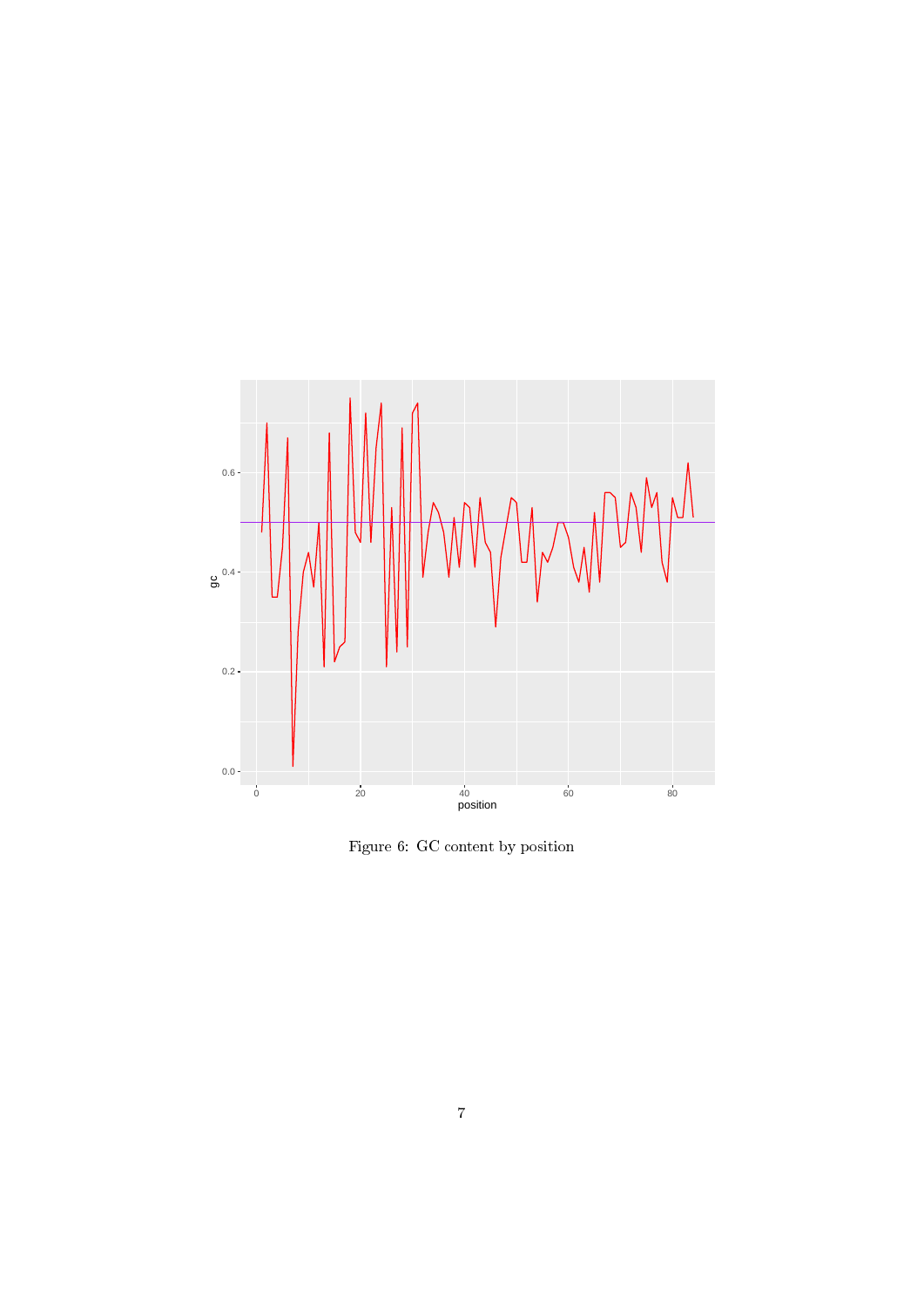Figure 6: GC content by position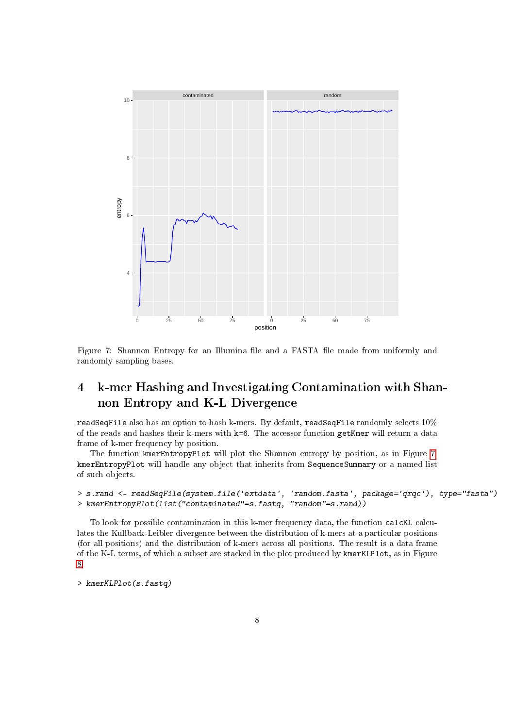Figure 7: Shannon Entropy for an Illumina file and a FASTA file made from uniformly and randomly sampling bases.

## 4 k-mer Hashing and Investigating Contamination with Shannon Entropy and K-L Divergence

readSeqFile also has an option to hash k-mers. By default, readSeqFile randomly selects 10% of the reads and hashes their k-mers with k=6. The accessor function getKmer will return a data frame of k-mer frequency by position.

The function kmerEntropyPlot will plot the Shannon entropy by position, as in Figure 7. kmerEntropyPlot will handle any object that inherits from SequenceSummary or a named list of such objects.

```
> s.rand <- readSeqFile(system.file('extdata', 'random.fasta', package='qrqc'), type="fasta")
> kmerEntropyPlot(list("contaminated"=s.fastq, "random"=s.rand))
```

To look for possible contamination in this k-mer frequency data, the function calcKL calculates the Kullback-Leibler divergence between the distribution of k-mers at a particular positions (for all positions) and the distribution of k-mers across all positions. The result is a data frame of the K-L terms, of which a subset are stacked in the plot produced by kmerKLPlot, as in Figure 8.

```
> kmerKLPlot(s.fastq)
```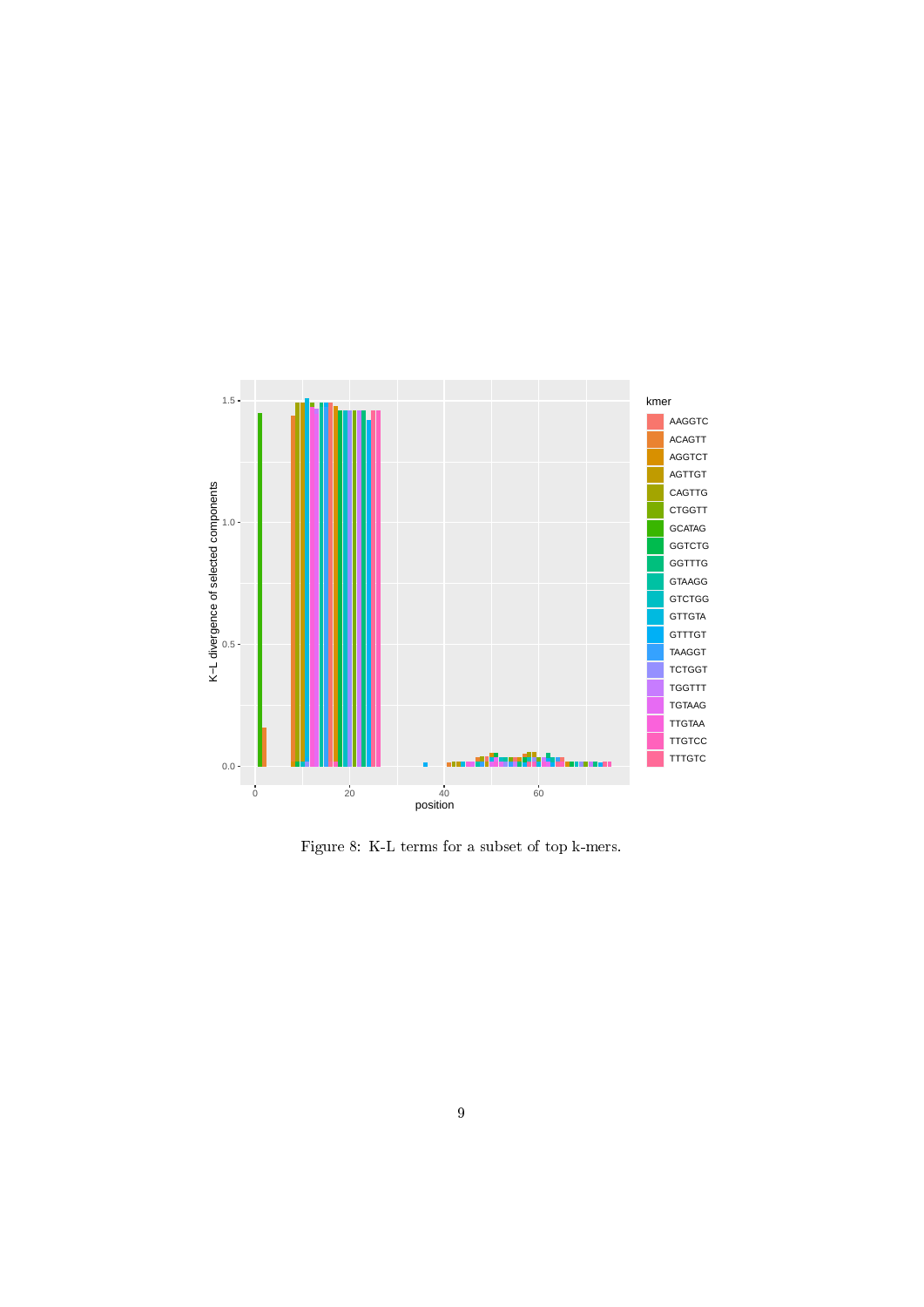Figure 8: K-L terms for a subset of top k-mers.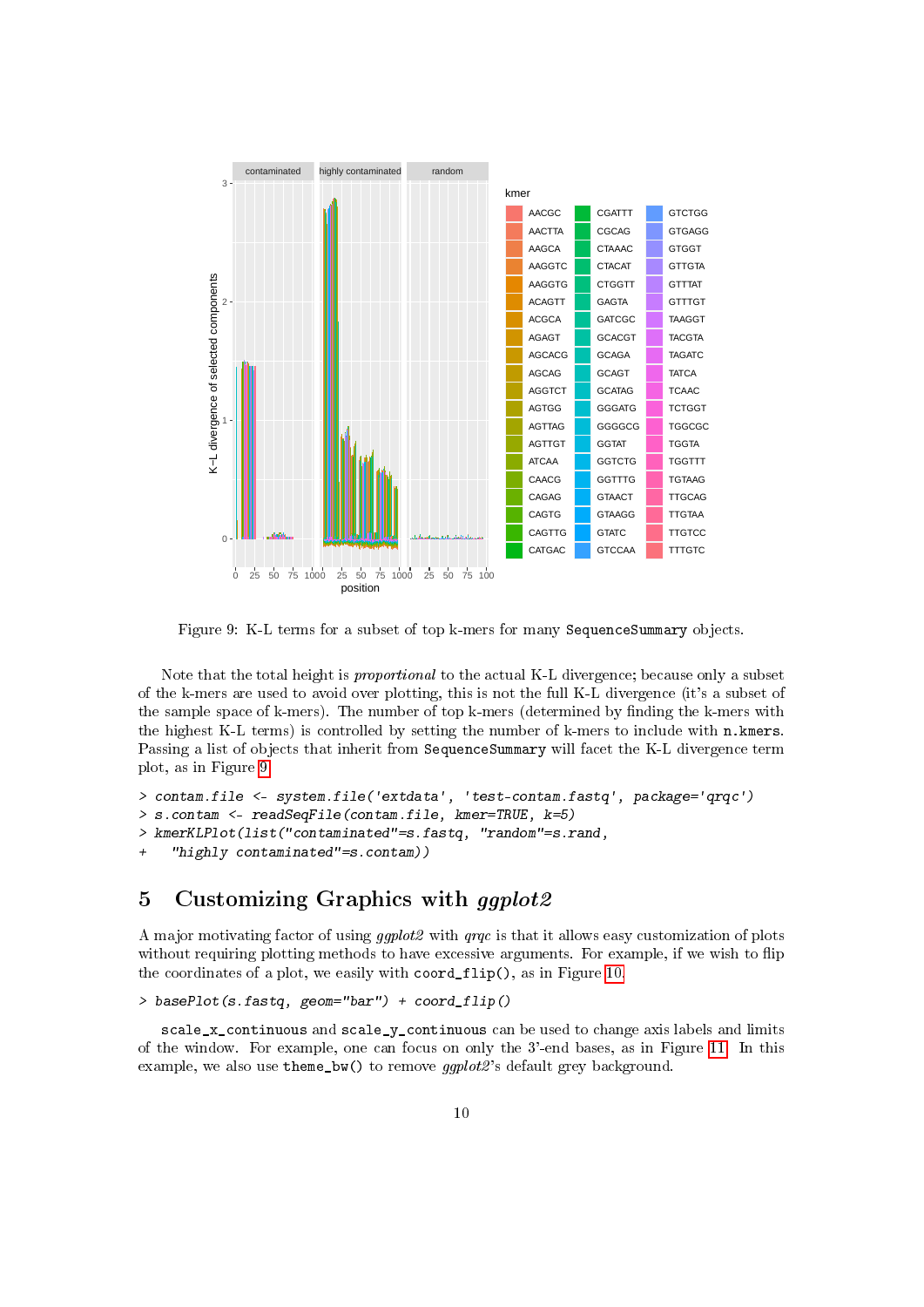Figure 9: K-L terms for a subset of top k-mers for many `SequenceSummary` objects.

Note that the total height is *proportional* to the actual K-L divergence; because only a subset of the k-mers are used to avoid over plotting, this is not the full K-L divergence (it's a subset of the sample space of k-mers). The number of top k-mers (determined by finding the k-mers with the highest K-L terms) is controlled by setting the number of k-mers to include with `n.kmers`. Passing a list of objects that inherit from `SequenceSummary` will facet the K-L divergence term plot, as in Figure 9.

```
> contam.file <- system.file('extdata', 'test-contam.fastq', package='qrqc')
> s.contam <- readSeqFile(contam.file, kmer=TRUE, k=5)
> kmerKLPlot(list("contaminated"=s.fastq, "random"=s.rand,
+   "highly contaminated"=s.contam))
```

## 5 Customizing Graphics with *ggplot2*

A major motivating factor of using *ggplot2* with *qrqc* is that it allows easy customization of plots without requiring plotting methods to have excessive arguments. For example, if we wish to flip the coordinates of a plot, we easily with `coord_flip()`, as in Figure 10.

```
> basePlot(s.fastq, geom="bar") + coord_flip()
```

`scale_x_continuous` and `scale_y_continuous` can be used to change axis labels and limits of the window. For example, one can focus on only the 3'-end bases, as in Figure 11. In this example, we also use `theme_bw()` to remove *ggplot2*'s default grey background.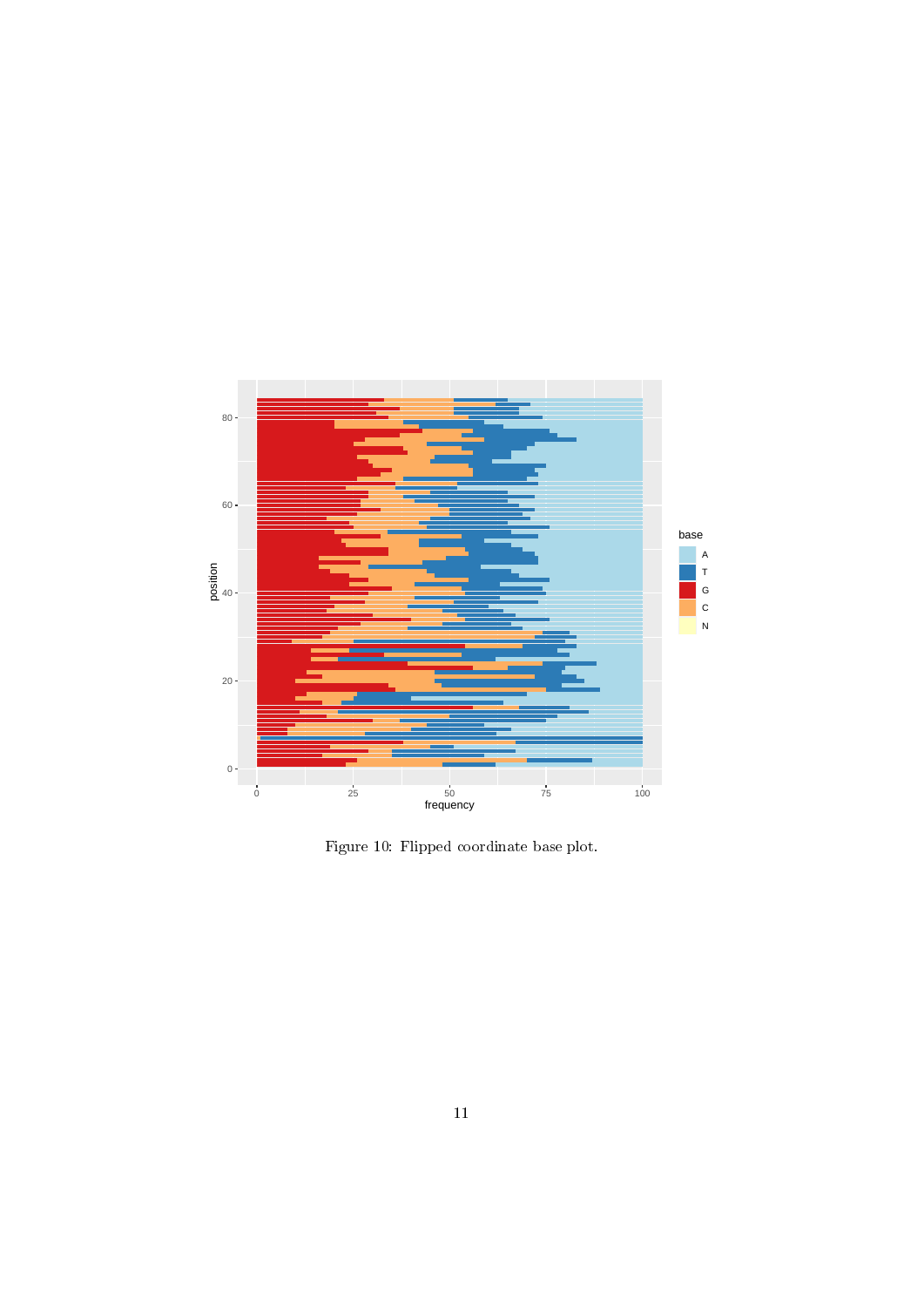Figure 10: Flipped coordinate base plot.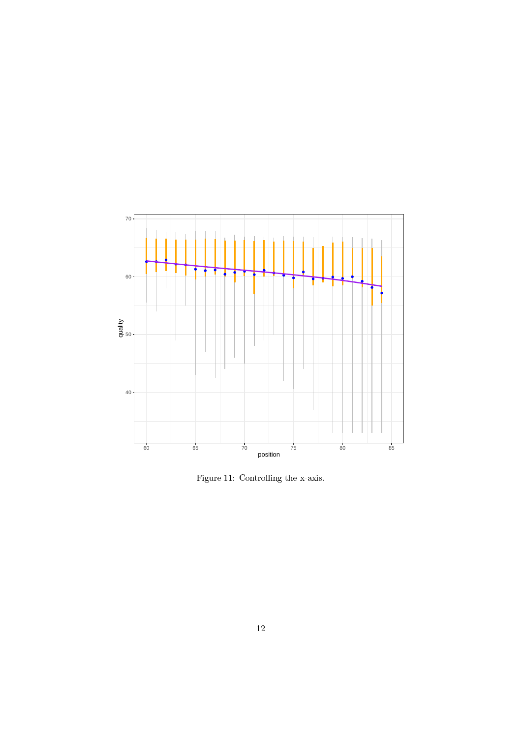Figure 11: Controlling the x-axis.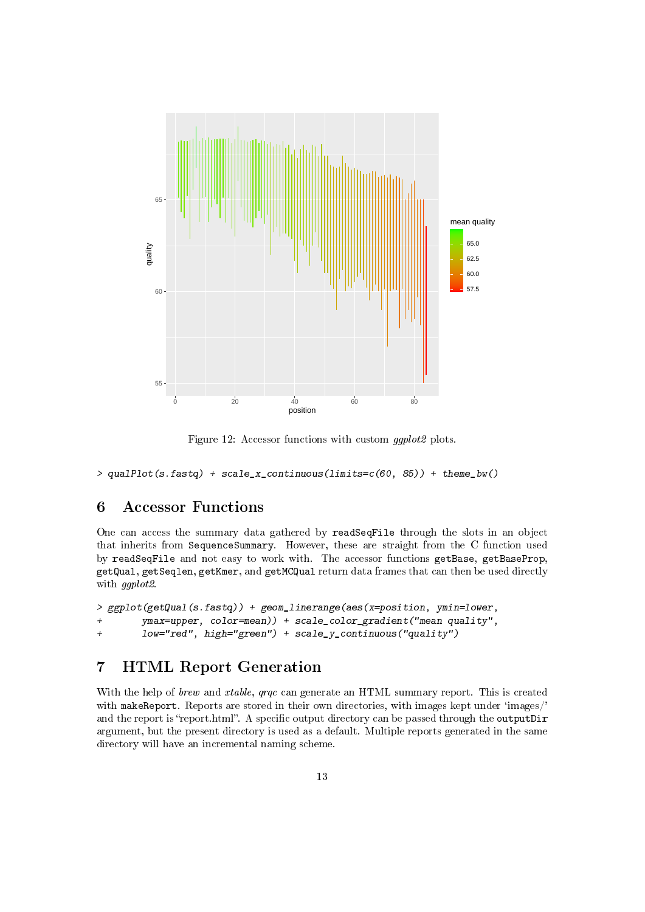Figure 12: Accessor functions with custom *ggplot2* plots.

```
> qualPlot(s.fastq) + scale_x_continuous(limits=c(60, 85)) + theme_bw()
```

## 6 Accessor Functions

One can access the summary data gathered by `readSeqFile` through the slots in an object that inherits from `SequenceSummary`. However, these are straight from the C function used by `readSeqFile` and not easy to work with. The accessor functions `getBase`, `getBaseProp`, `getQual`, `getSeqlen`, `getKmer`, and `getMCQual` return data frames that can then be used directly with *ggplot2*.

```
> ggplot(getQual(s.fastq)) + geom_linerange(aes(x=position, ymin=lower,
+        ymax=upper, color=mean)) + scale_color_gradient("mean quality",
+        low="red", high="green") + scale_y_continuous("quality")
```

## 7 HTML Report Generation

With the help of *brew* and *xtable*, *qrqc* can generate an HTML summary report. This is created with `makeReport`. Reports are stored in their own directories, with images kept under 'images/' and the report is "report.html". A specific output directory can be passed through the `outputDir` argument, but the present directory is used as a default. Multiple reports generated in the same directory will have an incremental naming scheme.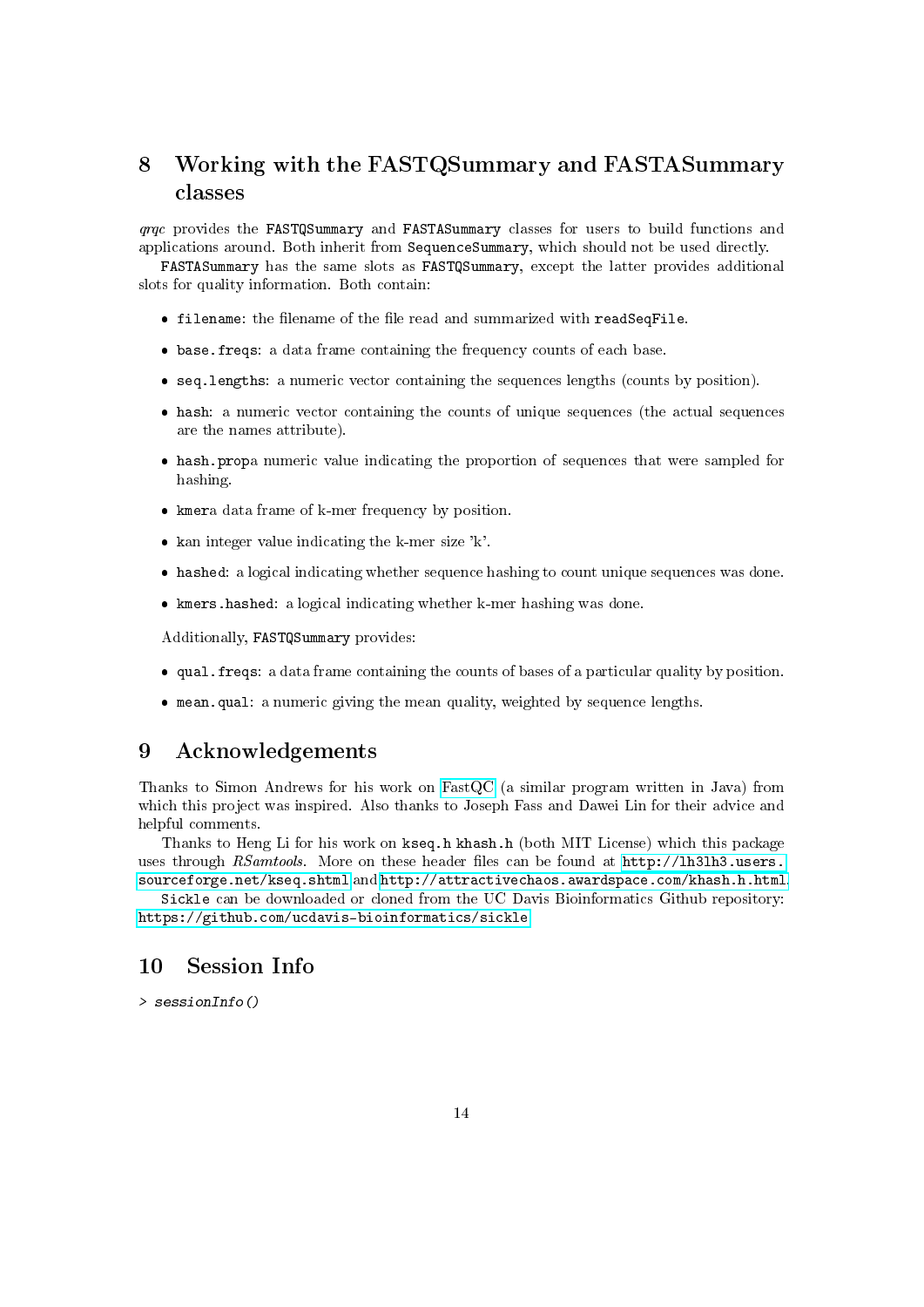# 8 Working with the FASTQSummary and FASTASummary classes

*qrqc* provides the `FASTQSummary` and `FASTASummary` classes for users to build functions and applications around. Both inherit from `SequenceSummary`, which should not be used directly.

`FASTASummary` has the same slots as `FASTQSummary`, except the latter provides additional slots for quality information. Both contain:

- `filename`: the filename of the file read and summarized with `readSeqFile`.
- `base.freqs`: a data frame containing the frequency counts of each base.
- `seq.lengths`: a numeric vector containing the sequences lengths (counts by position).
- `hash`: a numeric vector containing the counts of unique sequences (the actual sequences are the names attribute).
- `hash.prop`a numeric value indicating the proportion of sequences that were sampled for hashing.
- `kmer`a data frame of k-mer frequency by position.
- `k`an integer value indicating the k-mer size 'k'.
- `hashed`: a logical indicating whether sequence hashing to count unique sequences was done.
- `kmers.hashed`: a logical indicating whether k-mer hashing was done.

Additionally, `FASTQSummary` provides:

- `qual.freqs`: a data frame containing the counts of bases of a particular quality by position.
- `mean.qual`: a numeric giving the mean quality, weighted by sequence lengths.

# 9 Acknowledgements

Thanks to Simon Andrews for his work on FastQC (a similar program written in Java) from which this project was inspired. Also thanks to Joseph Fass and Dawei Lin for their advice and helpful comments.

Thanks to Heng Li for his work on `kseq.h` `khash.h` (both MIT License) which this package uses through *RSamtools*. More on these header files can be found at `http://lh3lh3.users.sourceforge.net/kseq.shtml` and `http://attractivechaos.awardspace.com/khash.h.html`.

`Sickle` can be downloaded or cloned from the UC Davis Bioinformatics Github repository: `https://github.com/ucdavis-bioinformatics/sickle`

# 10 Session Info

```
> sessionInfo()
```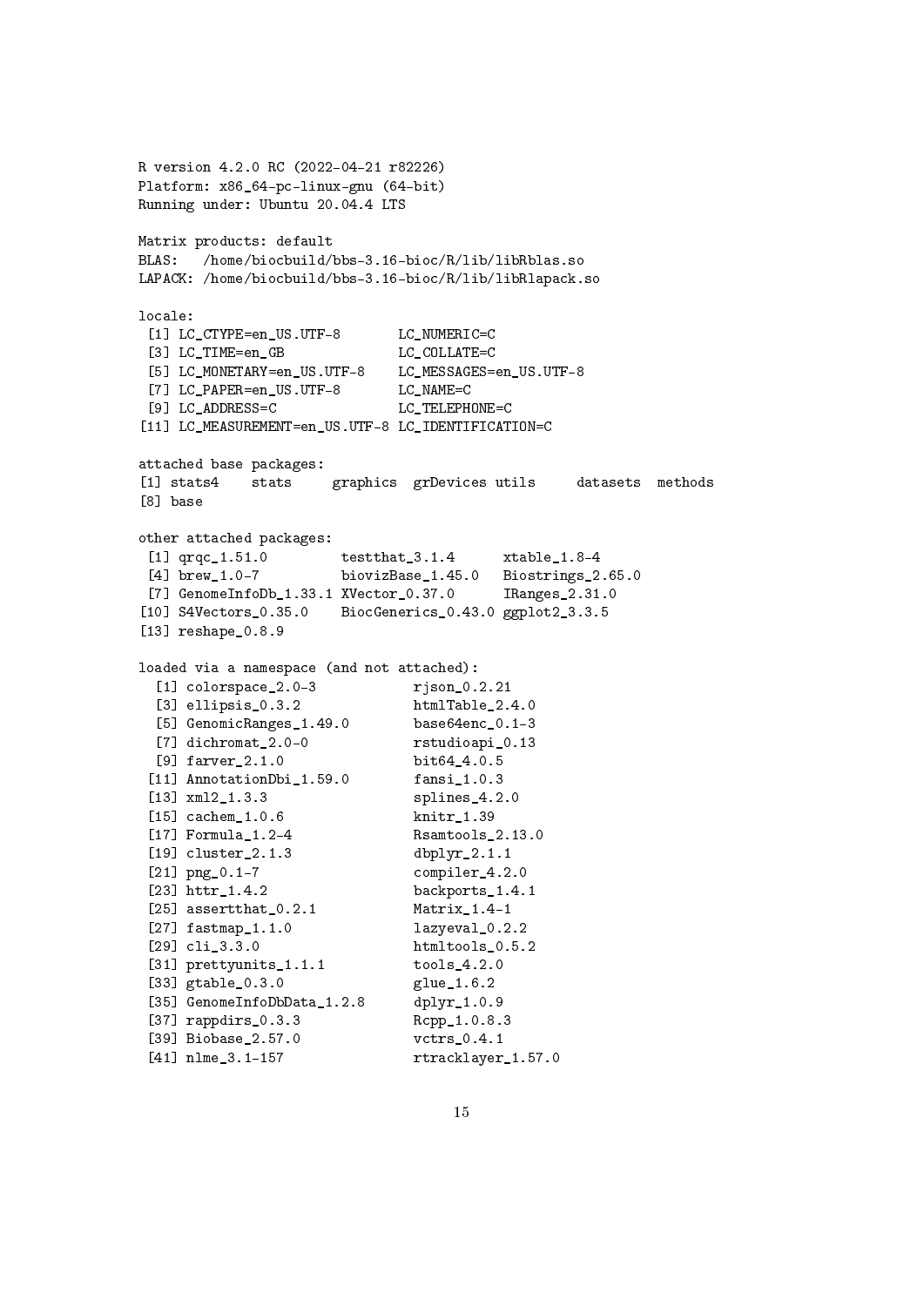```
R version 4.2.0 RC (2022-04-21 r82226)
Platform: x86_64-pc-linux-gnu (64-bit)
Running under: Ubuntu 20.04.4 LTS

Matrix products: default
BLAS:   /home/biocbuild/bbs-3.16-bioc/R/lib/libRblas.so
LAPACK: /home/biocbuild/bbs-3.16-bioc/R/lib/libRlapack.so

locale:
 [1] LC_CTYPE=en_US.UTF-8       LC_NUMERIC=C
 [3] LC_TIME=en_GB              LC_COLLATE=C
 [5] LC_MONETARY=en_US.UTF-8    LC_MESSAGES=en_US.UTF-8
 [7] LC_PAPER=en_US.UTF-8       LC_NAME=C
 [9] LC_ADDRESS=C               LC_TELEPHONE=C
[11] LC_MEASUREMENT=en_US.UTF-8 LC_IDENTIFICATION=C

attached base packages:
[1] stats4    stats     graphics  grDevices utils     datasets  methods
[8] base

other attached packages:
 [1] qrqc_1.51.0         testthat_3.1.4      xtable_1.8-4
 [4] brew_1.0-7          biovizBase_1.45.0   Biostrings_2.65.0
 [7] GenomeInfoDb_1.33.1 XVector_0.37.0      IRanges_2.31.0
[10] S4Vectors_0.35.0    BiocGenerics_0.43.0 ggplot2_3.3.5
[13] reshape_0.8.9

loaded via a namespace (and not attached):
  [1] colorspace_2.0-3           rjson_0.2.21
  [3] ellipsis_0.3.2             htmlTable_2.4.0
  [5] GenomicRanges_1.49.0       base64enc_0.1-3
  [7] dichromat_2.0-0            rstudioapi_0.13
  [9] farver_2.1.0               bit64_4.0.5
 [11] AnnotationDbi_1.59.0       fansi_1.0.3
 [13] xml2_1.3.3                 splines_4.2.0
 [15] cachem_1.0.6               knitr_1.39
 [17] Formula_1.2-4              Rsamtools_2.13.0
 [19] cluster_2.1.3              dbplyr_2.1.1
 [21] png_0.1-7                  compiler_4.2.0
 [23] httr_1.4.2                 backports_1.4.1
 [25] assertthat_0.2.1           Matrix_1.4-1
 [27] fastmap_1.1.0              lazyeval_0.2.2
 [29] cli_3.3.0                  htmltools_0.5.2
 [31] prettyunits_1.1.1          tools_4.2.0
 [33] gtable_0.3.0               glue_1.6.2
 [35] GenomeInfoDbData_1.2.8     dplyr_1.0.9
 [37] rappdirs_0.3.3             Rcpp_1.0.8.3
 [39] Biobase_2.57.0             vctrs_0.4.1
 [41] nlme_3.1-157               rtracklayer_1.57.0
```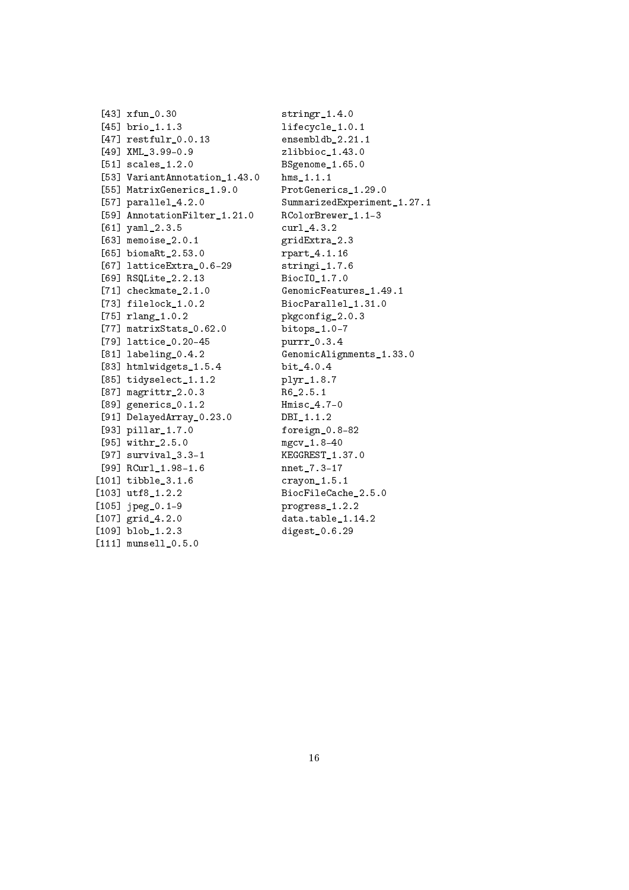```
 [43] xfun_0.30                   stringr_1.4.0
 [45] brio_1.1.3                  lifecycle_1.0.1
 [47] restfulr_0.0.13             ensembldb_2.21.1
 [49] XML_3.99-0.9                zlibbioc_1.43.0
 [51] scales_1.2.0                BSgenome_1.65.0
 [53] VariantAnnotation_1.43.0    hms_1.1.1
 [55] MatrixGenerics_1.9.0        ProtGenerics_1.29.0
 [57] parallel_4.2.0              SummarizedExperiment_1.27.1
 [59] AnnotationFilter_1.21.0     RColorBrewer_1.1-3
 [61] yaml_2.3.5                  curl_4.3.2
 [63] memoise_2.0.1               gridExtra_2.3
 [65] biomaRt_2.53.0              rpart_4.1.16
 [67] latticeExtra_0.6-29         stringi_1.7.6
 [69] RSQLite_2.2.13              BiocIO_1.7.0
 [71] checkmate_2.1.0             GenomicFeatures_1.49.1
 [73] filelock_1.0.2              BiocParallel_1.31.0
 [75] rlang_1.0.2                 pkgconfig_2.0.3
 [77] matrixStats_0.62.0          bitops_1.0-7
 [79] lattice_0.20-45             purrr_0.3.4
 [81] labeling_0.4.2              GenomicAlignments_1.33.0
 [83] htmlwidgets_1.5.4           bit_4.0.4
 [85] tidyselect_1.1.2            plyr_1.8.7
 [87] magrittr_2.0.3              R6_2.5.1
 [89] generics_0.1.2              Hmisc_4.7-0
 [91] DelayedArray_0.23.0         DBI_1.1.2
 [93] pillar_1.7.0                foreign_0.8-82
 [95] withr_2.5.0                 mgcv_1.8-40
 [97] survival_3.3-1              KEGGREST_1.37.0
 [99] RCurl_1.98-1.6              nnet_7.3-17
[101] tibble_3.1.6                crayon_1.5.1
[103] utf8_1.2.2                  BiocFileCache_2.5.0
[105] jpeg_0.1-9                  progress_1.2.2
[107] grid_4.2.0                  data.table_1.14.2
[109] blob_1.2.3                  digest_0.6.29
[111] munsell_0.5.0
```